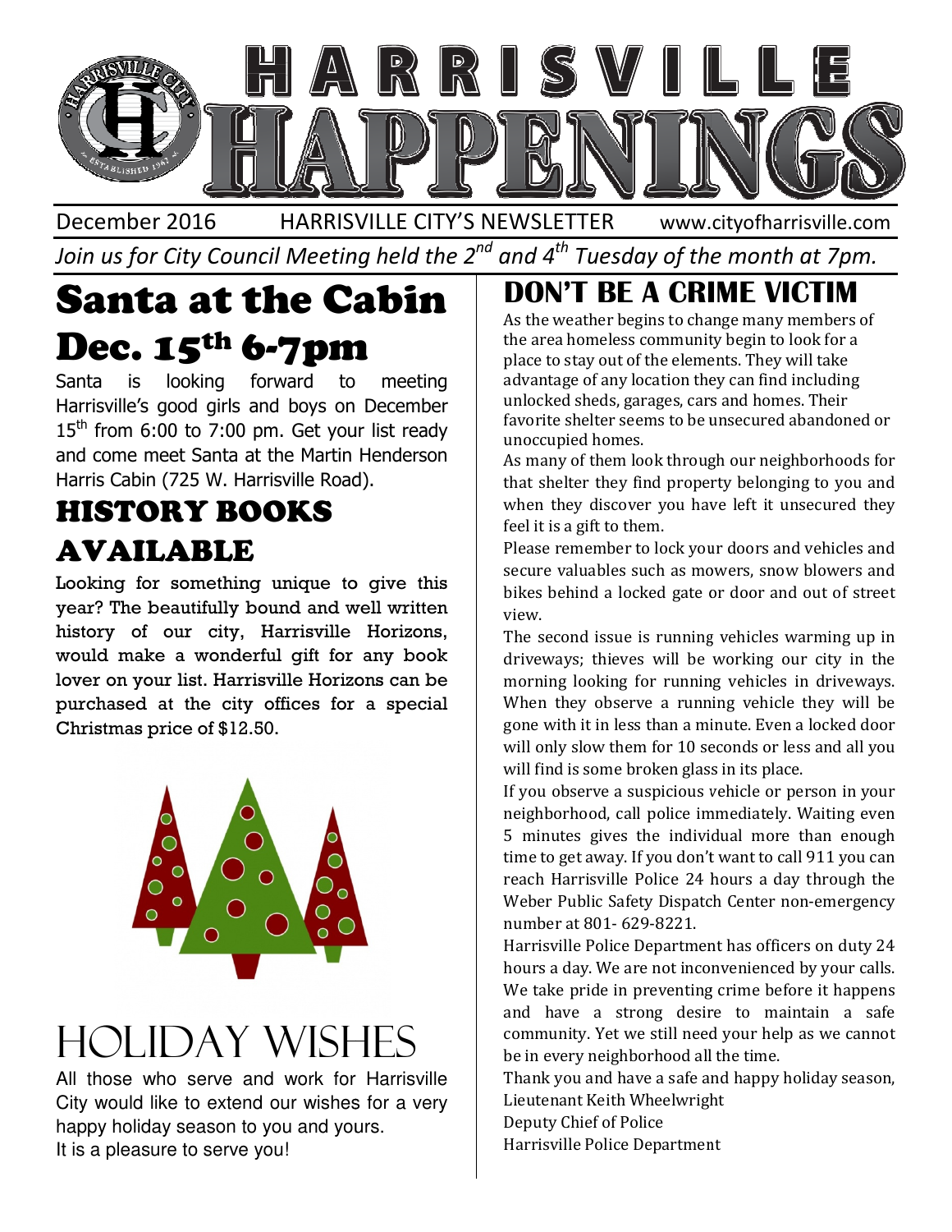# HARRISVILLE HAPPENINGS

December 2016 HARRISVILLE CITY'S NEWSLETTER www.cityofharrisville.com

*Join us for City Council Meeting held the 2nd and 4th Tuesday of the month at 7pm.*

## Santa at the Cabin Dec. 15th 6-7pm

Santa is looking forward to meeting Harrisville's good girls and boys on December 15th from 6:00 to 7:00 pm. Get your list ready and come meet Santa at the Martin Henderson Harris Cabin (725 W. Harrisville Road).

## HISTORY BOOKS AVAILABLE

Looking for something unique to give this year? The beautifully bound and well written history of our city, Harrisville Horizons, would make a wonderful gift for any book lover on your list. Harrisville Horizons can be purchased at the city offices for a special Christmas price of $12.50.

## HOLIDAY WISHES

All those who serve and work for Harrisville City would like to extend our wishes for a very happy holiday season to you and yours.
It is a pleasure to serve you!

## DON'T BE A CRIME VICTIM

As the weather begins to change many members of the area homeless community begin to look for a place to stay out of the elements. They will take advantage of any location they can find including unlocked sheds, garages, cars and homes. Their favorite shelter seems to be unsecured abandoned or unoccupied homes.

As many of them look through our neighborhoods for that shelter they find property belonging to you and when they discover you have left it unsecured they feel it is a gift to them.

Please remember to lock your doors and vehicles and secure valuables such as mowers, snow blowers and bikes behind a locked gate or door and out of street view.

The second issue is running vehicles warming up in driveways; thieves will be working our city in the morning looking for running vehicles in driveways. When they observe a running vehicle they will be gone with it in less than a minute. Even a locked door will only slow them for 10 seconds or less and all you will find is some broken glass in its place.

If you observe a suspicious vehicle or person in your neighborhood, call police immediately. Waiting even 5 minutes gives the individual more than enough time to get away. If you don't want to call 911 you can reach Harrisville Police 24 hours a day through the Weber Public Safety Dispatch Center non-emergency number at 801- 629-8221.

Harrisville Police Department has officers on duty 24 hours a day. We are not inconvenienced by your calls. We take pride in preventing crime before it happens and have a strong desire to maintain a safe community. Yet we still need your help as we cannot be in every neighborhood all the time.

Thank you and have a safe and happy holiday season,
Lieutenant Keith Wheelwright
Deputy Chief of Police
Harrisville Police Department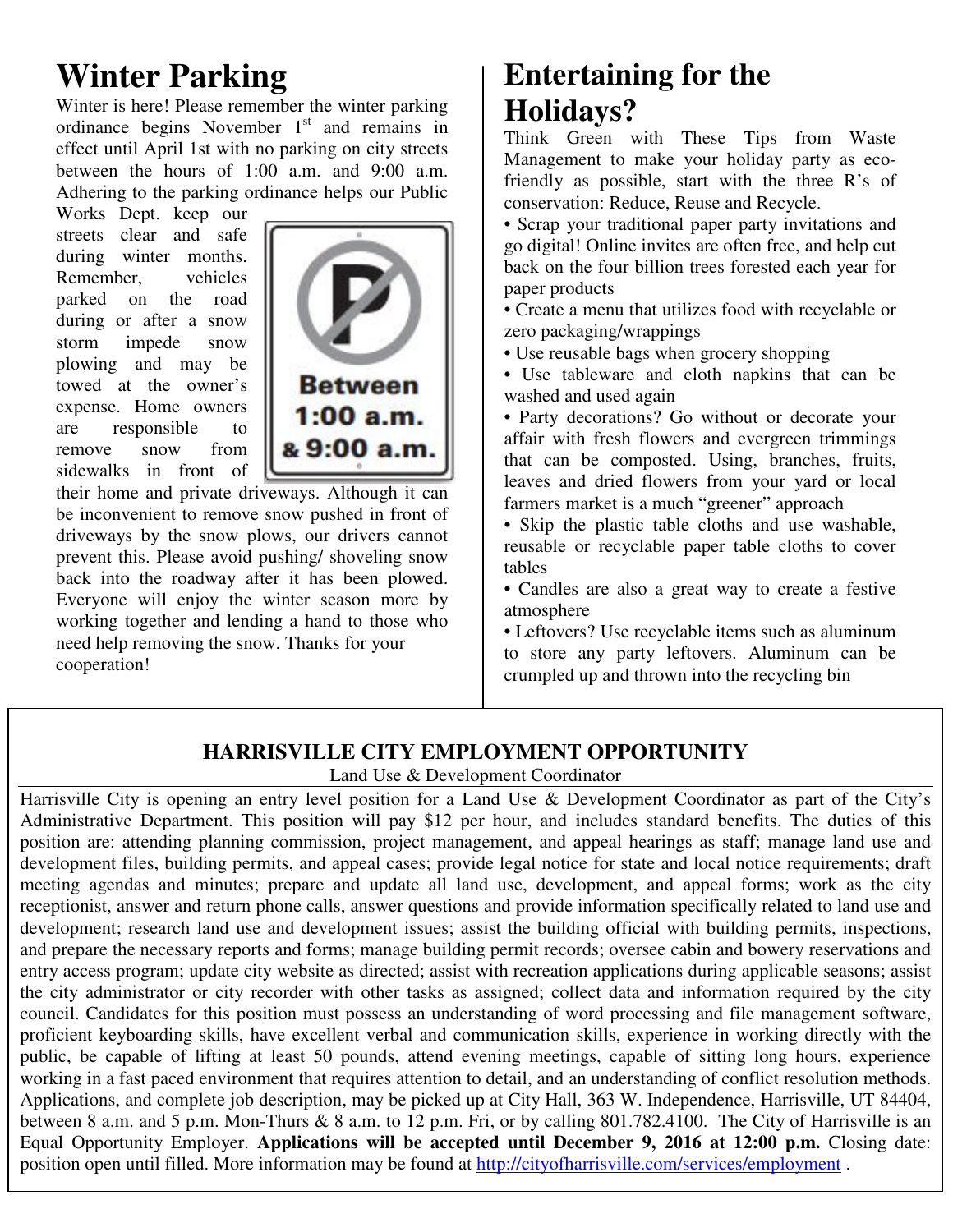# Winter Parking

Winter is here! Please remember the winter parking ordinance begins November 1st and remains in effect until April 1st with no parking on city streets between the hours of 1:00 a.m. and 9:00 a.m. Adhering to the parking ordinance helps our Public Works Dept. keep our streets clear and safe during winter months. Remember, vehicles parked on the road during or after a snow storm impede snow plowing and may be towed at the owner's expense. Home owners are responsible to remove snow from sidewalks in front of their home and private driveways. Although it can be inconvenient to remove snow pushed in front of driveways by the snow plows, our drivers cannot prevent this. Please avoid pushing/ shoveling snow back into the roadway after it has been plowed. Everyone will enjoy the winter season more by working together and lending a hand to those who need help removing the snow. Thanks for your cooperation!

Between
1:00 a.m.
& 9:00 a.m.

# Entertaining for the Holidays?

Think Green with These Tips from Waste Management to make your holiday party as eco-friendly as possible, start with the three R's of conservation: Reduce, Reuse and Recycle.

- Scrap your traditional paper party invitations and go digital! Online invites are often free, and help cut back on the four billion trees forested each year for paper products
- Create a menu that utilizes food with recyclable or zero packaging/wrappings
- Use reusable bags when grocery shopping
- Use tableware and cloth napkins that can be washed and used again
- Party decorations? Go without or decorate your affair with fresh flowers and evergreen trimmings that can be composted. Using, branches, fruits, leaves and dried flowers from your yard or local farmers market is a much "greener" approach
- Skip the plastic table cloths and use washable, reusable or recyclable paper table cloths to cover tables
- Candles are also a great way to create a festive atmosphere
- Leftovers? Use recyclable items such as aluminum to store any party leftovers. Aluminum can be crumpled up and thrown into the recycling bin

## HARRISVILLE CITY EMPLOYMENT OPPORTUNITY

Land Use & Development Coordinator

Harrisville City is opening an entry level position for a Land Use & Development Coordinator as part of the City's Administrative Department. This position will pay $12 per hour, and includes standard benefits. The duties of this position are: attending planning commission, project management, and appeal hearings as staff; manage land use and development files, building permits, and appeal cases; provide legal notice for state and local notice requirements; draft meeting agendas and minutes; prepare and update all land use, development, and appeal forms; work as the city receptionist, answer and return phone calls, answer questions and provide information specifically related to land use and development; research land use and development issues; assist the building official with building permits, inspections, and prepare the necessary reports and forms; manage building permit records; oversee cabin and bowery reservations and entry access program; update city website as directed; assist with recreation applications during applicable seasons; assist the city administrator or city recorder with other tasks as assigned; collect data and information required by the city council. Candidates for this position must possess an understanding of word processing and file management software, proficient keyboarding skills, have excellent verbal and communication skills, experience in working directly with the public, be capable of lifting at least 50 pounds, attend evening meetings, capable of sitting long hours, experience working in a fast paced environment that requires attention to detail, and an understanding of conflict resolution methods. Applications, and complete job description, may be picked up at City Hall, 363 W. Independence, Harrisville, UT 84404, between 8 a.m. and 5 p.m. Mon-Thurs & 8 a.m. to 12 p.m. Fri, or by calling 801.782.4100. The City of Harrisville is an Equal Opportunity Employer. **Applications will be accepted until December 9, 2016 at 12:00 p.m.** Closing date: position open until filled. More information may be found at http://cityofharrisville.com/services/employment .